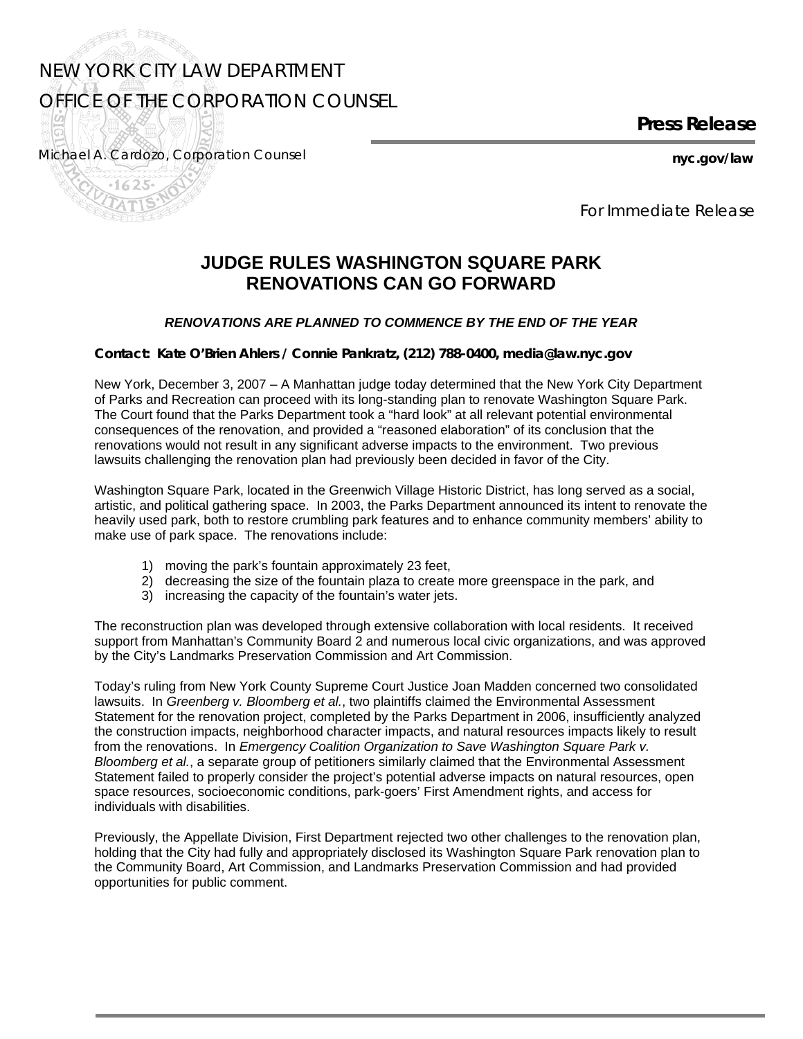NEW YORK CITY LAW DEPARTMENT
OFFICE OF THE CORPORATION COUNSEL

Michael A. Cardozo, Corporation Counsel

**Press Release**

**nyc.gov/law**

For Immediate Release

# JUDGE RULES WASHINGTON SQUARE PARK RENOVATIONS CAN GO FORWARD

***RENOVATIONS ARE PLANNED TO COMMENCE BY THE END OF THE YEAR***

**Contact: Kate O'Brien Ahlers / Connie Pankratz, (212) 788-0400, media@law.nyc.gov**

New York, December 3, 2007 – A Manhattan judge today determined that the New York City Department of Parks and Recreation can proceed with its long-standing plan to renovate Washington Square Park. The Court found that the Parks Department took a "hard look" at all relevant potential environmental consequences of the renovation, and provided a "reasoned elaboration" of its conclusion that the renovations would not result in any significant adverse impacts to the environment. Two previous lawsuits challenging the renovation plan had previously been decided in favor of the City.

Washington Square Park, located in the Greenwich Village Historic District, has long served as a social, artistic, and political gathering space. In 2003, the Parks Department announced its intent to renovate the heavily used park, both to restore crumbling park features and to enhance community members' ability to make use of park space. The renovations include:

1) moving the park's fountain approximately 23 feet,
2) decreasing the size of the fountain plaza to create more greenspace in the park, and
3) increasing the capacity of the fountain's water jets.

The reconstruction plan was developed through extensive collaboration with local residents. It received support from Manhattan's Community Board 2 and numerous local civic organizations, and was approved by the City's Landmarks Preservation Commission and Art Commission.

Today's ruling from New York County Supreme Court Justice Joan Madden concerned two consolidated lawsuits. In *Greenberg v. Bloomberg et al.*, two plaintiffs claimed the Environmental Assessment Statement for the renovation project, completed by the Parks Department in 2006, insufficiently analyzed the construction impacts, neighborhood character impacts, and natural resources impacts likely to result from the renovations. In *Emergency Coalition Organization to Save Washington Square Park v. Bloomberg et al.*, a separate group of petitioners similarly claimed that the Environmental Assessment Statement failed to properly consider the project's potential adverse impacts on natural resources, open space resources, socioeconomic conditions, park-goers' First Amendment rights, and access for individuals with disabilities.

Previously, the Appellate Division, First Department rejected two other challenges to the renovation plan, holding that the City had fully and appropriately disclosed its Washington Square Park renovation plan to the Community Board, Art Commission, and Landmarks Preservation Commission and had provided opportunities for public comment.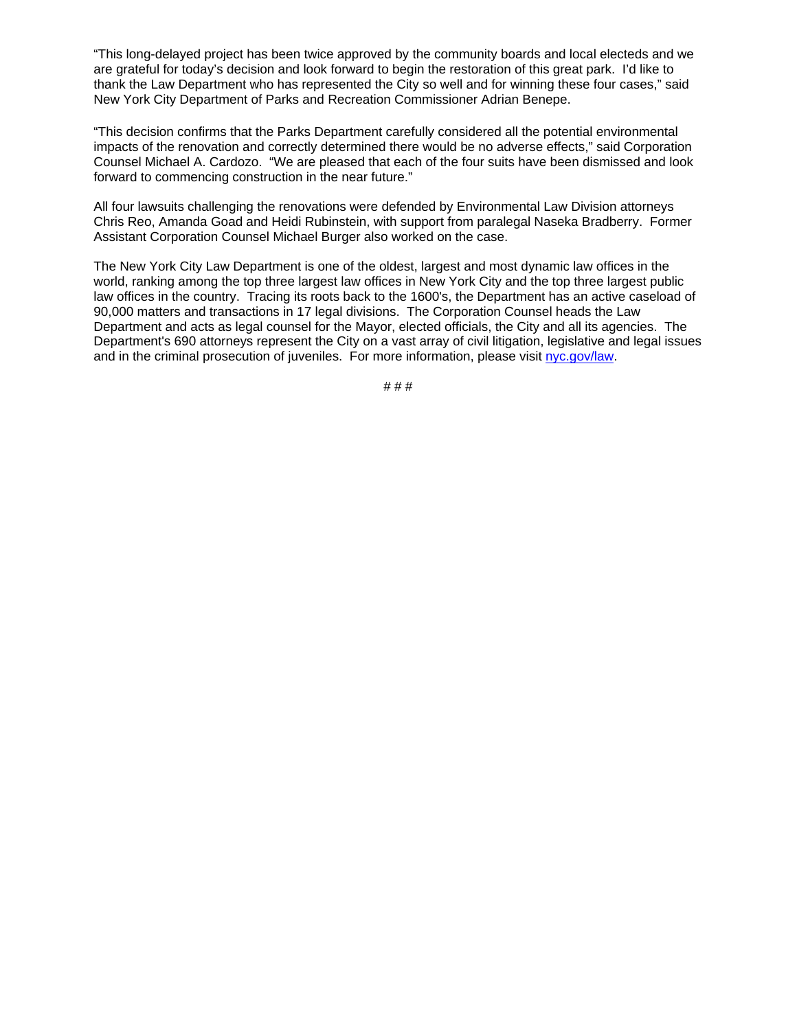"This long-delayed project has been twice approved by the community boards and local electeds and we are grateful for today's decision and look forward to begin the restoration of this great park. I'd like to thank the Law Department who has represented the City so well and for winning these four cases," said New York City Department of Parks and Recreation Commissioner Adrian Benepe.

"This decision confirms that the Parks Department carefully considered all the potential environmental impacts of the renovation and correctly determined there would be no adverse effects," said Corporation Counsel Michael A. Cardozo. "We are pleased that each of the four suits have been dismissed and look forward to commencing construction in the near future."

All four lawsuits challenging the renovations were defended by Environmental Law Division attorneys Chris Reo, Amanda Goad and Heidi Rubinstein, with support from paralegal Naseka Bradberry. Former Assistant Corporation Counsel Michael Burger also worked on the case.

The New York City Law Department is one of the oldest, largest and most dynamic law offices in the world, ranking among the top three largest law offices in New York City and the top three largest public law offices in the country. Tracing its roots back to the 1600's, the Department has an active caseload of 90,000 matters and transactions in 17 legal divisions. The Corporation Counsel heads the Law Department and acts as legal counsel for the Mayor, elected officials, the City and all its agencies. The Department's 690 attorneys represent the City on a vast array of civil litigation, legislative and legal issues and in the criminal prosecution of juveniles. For more information, please visit [nyc.gov/law](nyc.gov/law).

# # #